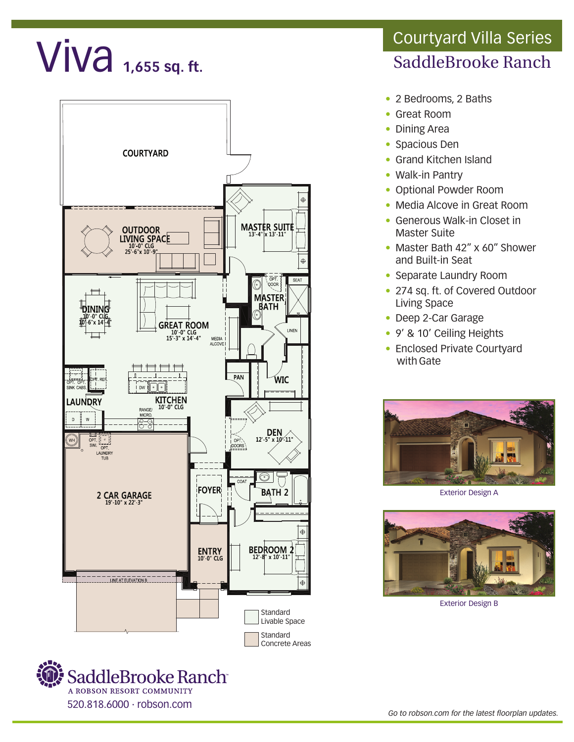# Viva 1,655 sq. ft.

## Courtyard Villa Series

## SaddleBrooke Ranch

COURTYARD

OUTDOOR LIVING SPACE
10'-0" CLG
25'-6" x 10'-9"

MASTER SUITE
13'-4" x 13'-11"

OPT. DOOR

SEAT

MASTER BATH

LINEN

DINING
10'-0" CLG
10'-6" x 14'-4"

GREAT ROOM
10'-0" CLG
15'-3" x 14'-4"

MEDIA ALCOVE

PAN

WIC

OPT. SINK CABS.

OPT. REF.

DW

LAUNDRY

KITCHEN
10'-0" CLG

RANGE/MICRO.

D W

DEN
12'-5" x 10'-11"

OPT. DOORS

WH

OPT. SWL

OPT. LAUNDRY TUB

2 CAR GARAGE
19'-10" x 22'-3"

FOYER

COAT

BATH 2

ENTRY
10'-0" CLG

BEDROOM 2
12'-8" x 10'-11"

LINE AT ELEVATION B

Standard Livable Space

Standard Concrete Areas

- 2 Bedrooms, 2 Baths
- Great Room
- Dining Area
- Spacious Den
- Grand Kitchen Island
- Walk-in Pantry
- Optional Powder Room
- Media Alcove in Great Room
- Generous Walk-in Closet in Master Suite
- Master Bath 42" x 60" Shower and Built-in Seat
- Separate Laundry Room
- 274 sq. ft. of Covered Outdoor Living Space
- Deep 2-Car Garage
- 9' & 10' Ceiling Heights
- Enclosed Private Courtyard with Gate

Exterior Design A

Exterior Design B

SaddleBrooke Ranch
A ROBSON RESORT COMMUNITY
520.818.6000 · robson.com

*Go to robson.com for the latest floorplan updates.*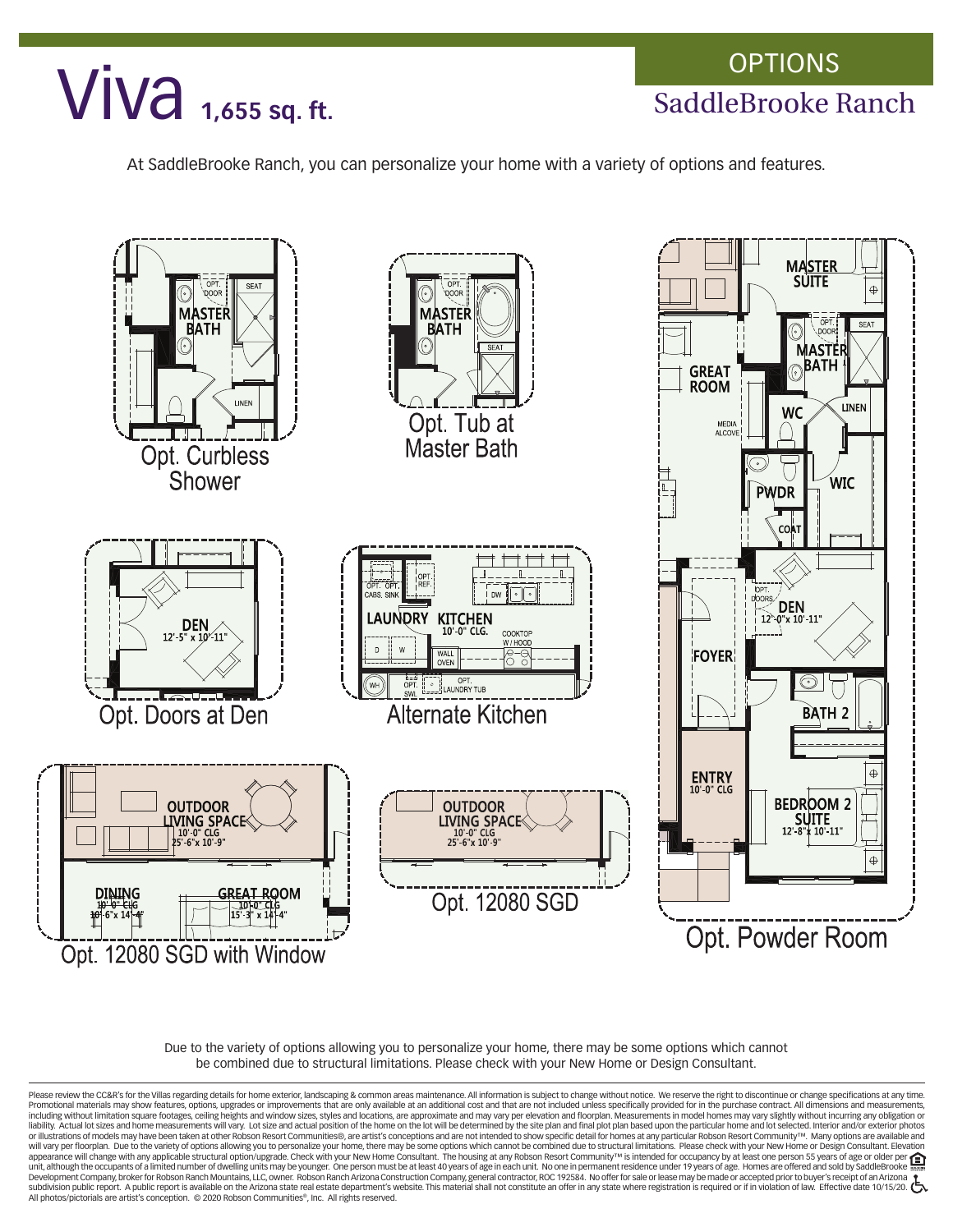# Viva 1,655 sq. ft.

OPTIONS

SaddleBrooke Ranch

At SaddleBrooke Ranch, you can personalize your home with a variety of options and features.

MASTER BATH
OPT. DOOR
SEAT
LINEN

Opt. Curbless Shower

MASTER BATH
OPT. DOOR
SEAT

Opt. Tub at Master Bath

MASTER SUITE
GREAT ROOM
MEDIA ALCOVE
OPT. DOOR
SEAT
MASTER BATH
WC
LINEN
PWDR
WIC
COAT
OPT. DOORS
DEN
12'-0"x 10'-11"
FOYER
BATH 2
ENTRY
10'-0" CLG
BEDROOM 2 SUITE
12'-8"x 10'-11"

Opt. Powder Room

DEN
12'-5" x 10'-11"

Opt. Doors at Den

OPT. CABS.
OPT. SINK
OPT. REF.
DW
LAUNDRY
KITCHEN
10'-0" CLG.
COOKTOP W/ HOOD
D
W
WALL OVEN
WH
OPT. SWL
OPT. LAUNDRY TUB

Alternate Kitchen

OUTDOOR LIVING SPACE
10'-0" CLG
25'-6"x 10'-9"
DINING
10'-0" CLG
10'-6"x 14'-4"
GREAT ROOM
10'-0" CLG
15'-3" x 14'-4"

Opt. 12080 SGD with Window

OUTDOOR LIVING SPACE
10'-0" CLG
25'-6"x 10'-9"

Opt. 12080 SGD

Due to the variety of options allowing you to personalize your home, there may be some options which cannot be combined due to structural limitations. Please check with your New Home or Design Consultant.

Please review the CC&R's for the Villas regarding details for home exterior, landscaping & common areas maintenance. All information is subject to change without notice. We reserve the right to discontinue or change specifications at any time. Promotional materials may show features, options, upgrades or improvements that are only available at an additional cost and that are not included unless specifically provided for in the purchase contract. All dimensions and measurements, including without limitation square footages, ceiling heights and window sizes, styles and locations, are approximate and may vary per elevation and floorplan. Measurements in model homes may vary slightly without incurring any obligation or liability. Actual lot sizes and home measurements will vary. Lot size and actual position of the home on the lot will be determined by the site plan and final plot plan based upon the particular home and lot selected. Interior and/or exterior photos or illustrations of models may have been taken at other Robson Resort Communities®, are artist's conceptions and are not intended to show specific detail for homes at any particular Robson Resort Community™. Many options are available and will vary per floorplan. Due to the variety of options allowing you to personalize your home, there may be some options which cannot be combined due to structural limitations. Please check with your New Home or Design Consultant. Elevation appearance will change with any applicable structural option/upgrade. Check with your New Home Consultant. The housing at any Robson Resort Community™ is intended for occupancy by at least one person 55 years of age or older per unit, although the occupants of a limited number of dwelling units may be younger. One person must be at least 40 years of age in each unit. No one in permanent residence under 19 years of age. Homes are offered and sold by SaddleBrooke Development Company, broker for Robson Ranch Mountains, LLC, owner. Robson Ranch Arizona Construction Company, general contractor, ROC 192584. No offer for sale or lease may be made or accepted prior to buyer's receipt of an Arizona subdivision public report. A public report is available on the Arizona state real estate department's website. This material shall not constitute an offer in any state where registration is required or if in violation of law. Effective date 10/15/20. All photos/pictorials are artist's conception. © 2020 Robson Communities®, Inc. All rights reserved.